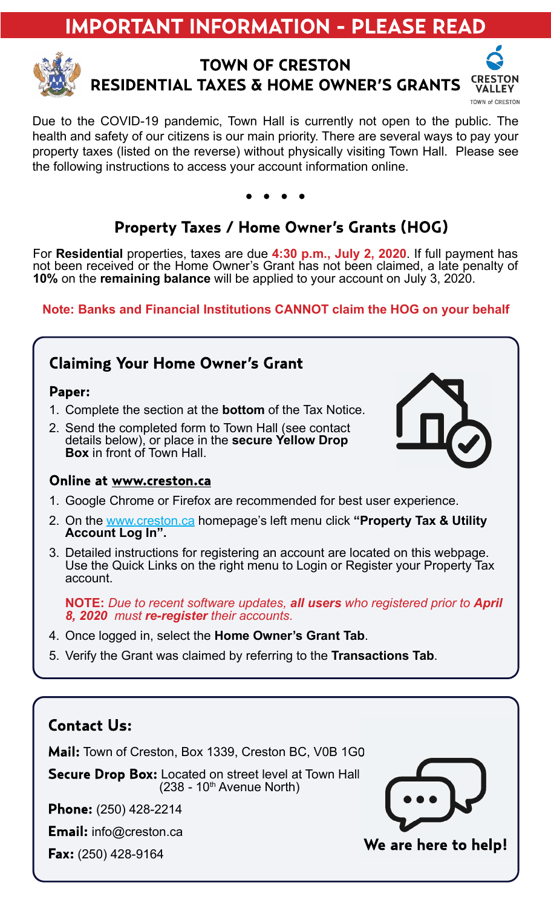# IMPORTANT INFORMATION - PLEASE READ

## TOWN OF CRESTON
## RESIDENTIAL TAXES & HOME OWNER'S GRANTS

CRESTON VALLEY
TOWN of CRESTON

Due to the COVID-19 pandemic, Town Hall is currently not open to the public. The health and safety of our citizens is our main priority. There are several ways to pay your property taxes (listed on the reverse) without physically visiting Town Hall. Please see the following instructions to access your account information online.

• • • •

## Property Taxes / Home Owner's Grants (HOG)

For **Residential** properties, taxes are due **4:30 p.m., July 2, 2020**. If full payment has not been received or the Home Owner's Grant has not been claimed, a late penalty of **10%** on the **remaining balance** will be applied to your account on July 3, 2020.

**Note: Banks and Financial Institutions CANNOT claim the HOG on your behalf**

### Claiming Your Home Owner's Grant

**Paper:**

1. Complete the section at the **bottom** of the Tax Notice.
2. Send the completed form to Town Hall (see contact details below), or place in the **secure Yellow Drop Box** in front of Town Hall.

**Online at www.creston.ca**

1. Google Chrome or Firefox are recommended for best user experience.
2. On the www.creston.ca homepage's left menu click **"Property Tax & Utility Account Log In".**
3. Detailed instructions for registering an account are located on this webpage. Use the Quick Links on the right menu to Login or Register your Property Tax account.

   **NOTE:** *Due to recent software updates, **all users** who registered prior to **April 8, 2020** must **re-register** their accounts.*
4. Once logged in, select the **Home Owner's Grant Tab**.
5. Verify the Grant was claimed by referring to the **Transactions Tab**.

### Contact Us:

**Mail:** Town of Creston, Box 1339, Creston BC, V0B 1G0

**Secure Drop Box:** Located on street level at Town Hall (238 - 10th Avenue North)

**Phone:** (250) 428-2214

**Email:** info@creston.ca

**Fax:** (250) 428-9164

**We are here to help!**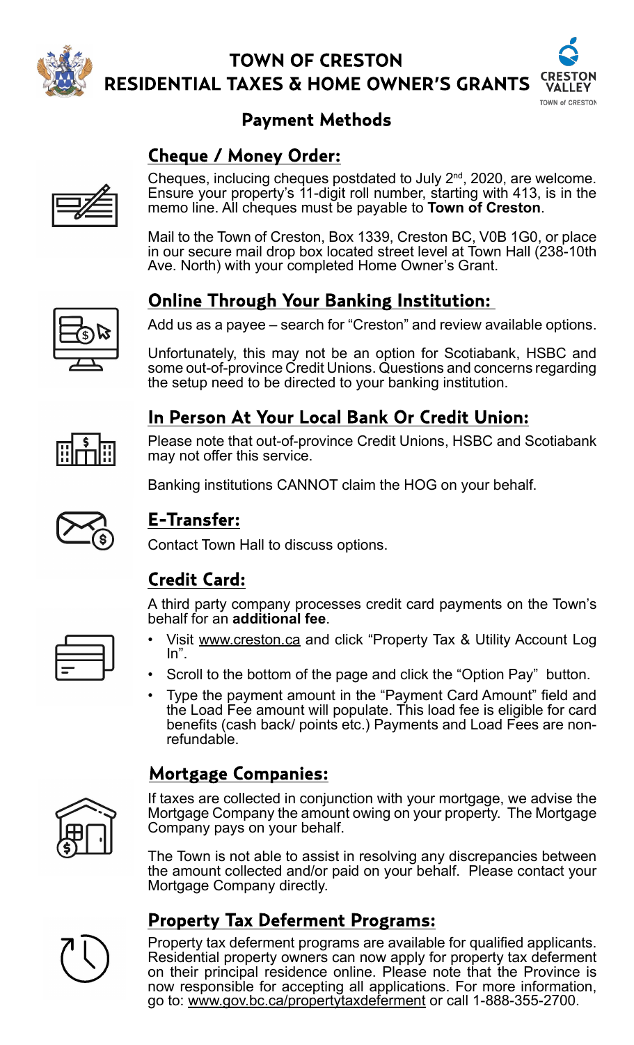# TOWN OF CRESTON
# RESIDENTIAL TAXES & HOME OWNER'S GRANTS

CRESTON VALLEY
TOWN of CRESTON

## Payment Methods

### Cheque / Money Order:

Cheques, inclucing cheques postdated to July 2nd, 2020, are welcome. Ensure your property's 11-digit roll number, starting with 413, is in the memo line. All cheques must be payable to **Town of Creston**.

Mail to the Town of Creston, Box 1339, Creston BC, V0B 1G0, or place in our secure mail drop box located street level at Town Hall (238-10th Ave. North) with your completed Home Owner's Grant.

### Online Through Your Banking Institution:

Add us as a payee – search for "Creston" and review available options.

Unfortunately, this may not be an option for Scotiabank, HSBC and some out-of-province Credit Unions. Questions and concerns regarding the setup need to be directed to your banking institution.

### In Person At Your Local Bank Or Credit Union:

Please note that out-of-province Credit Unions, HSBC and Scotiabank may not offer this service.

Banking institutions CANNOT claim the HOG on your behalf.

### E-Transfer:

Contact Town Hall to discuss options.

### Credit Card:

A third party company processes credit card payments on the Town's behalf for an **additional fee**.

- Visit www.creston.ca and click "Property Tax & Utility Account Log In".
- Scroll to the bottom of the page and click the "Option Pay" button.
- Type the payment amount in the "Payment Card Amount" field and the Load Fee amount will populate. This load fee is eligible for card benefits (cash back/ points etc.) Payments and Load Fees are non-refundable.

### Mortgage Companies:

If taxes are collected in conjunction with your mortgage, we advise the Mortgage Company the amount owing on your property. The Mortgage Company pays on your behalf.

The Town is not able to assist in resolving any discrepancies between the amount collected and/or paid on your behalf. Please contact your Mortgage Company directly.

### Property Tax Deferment Programs:

Property tax deferment programs are available for qualified applicants. Residential property owners can now apply for property tax deferment on their principal residence online. Please note that the Province is now responsible for accepting all applications. For more information, go to: www.gov.bc.ca/propertytaxdeferment or call 1-888-355-2700.